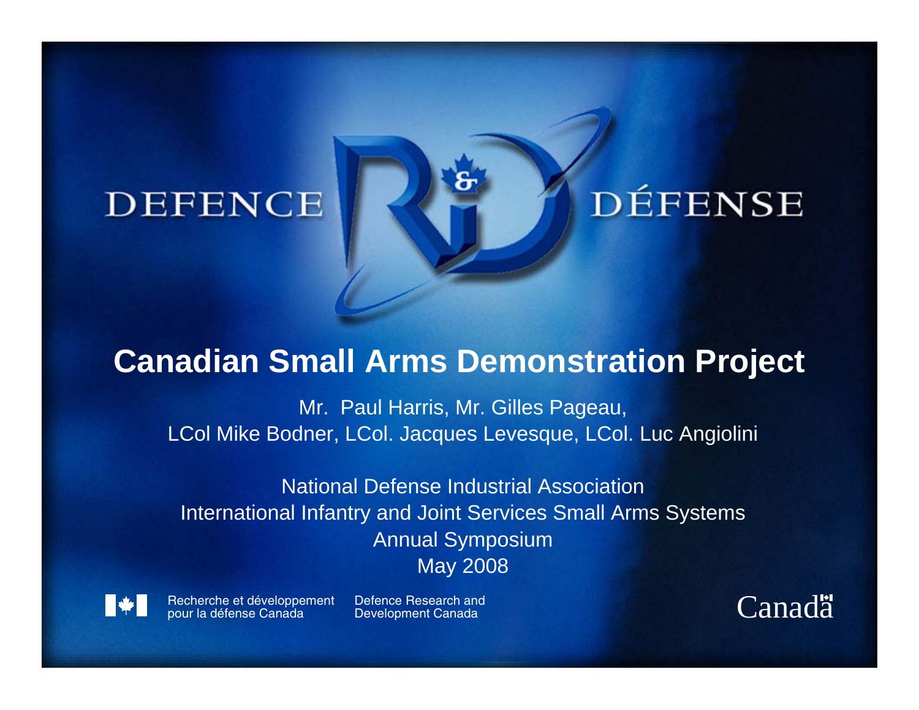DEFENCE R&D DÉFENSE

# Canadian Small Arms Demonstration Project

Mr. Paul Harris, Mr. Gilles Pageau,
LCol Mike Bodner, LCol. Jacques Levesque, LCol. Luc Angiolini

National Defense Industrial Association
International Infantry and Joint Services Small Arms Systems
Annual Symposium
May 2008

Recherche et développement pour la défense Canada

Defence Research and Development Canada

Canada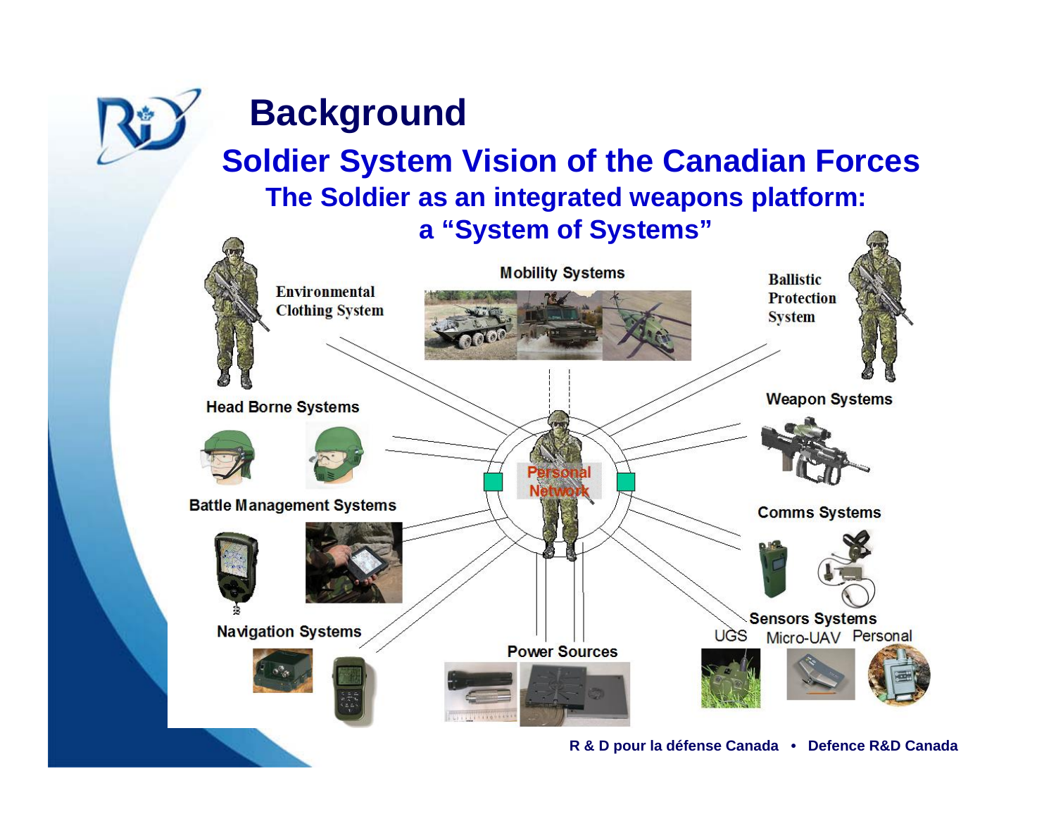# Background

## Soldier System Vision of the Canadian Forces

### The Soldier as an integrated weapons platform: a "System of Systems"

Environmental Clothing System

Mobility Systems

Ballistic Protection System

Head Borne Systems

Weapon Systems

Personal Network

Battle Management Systems

Comms Systems

Sensors Systems

UGS Micro-UAV Personal

Navigation Systems

Power Sources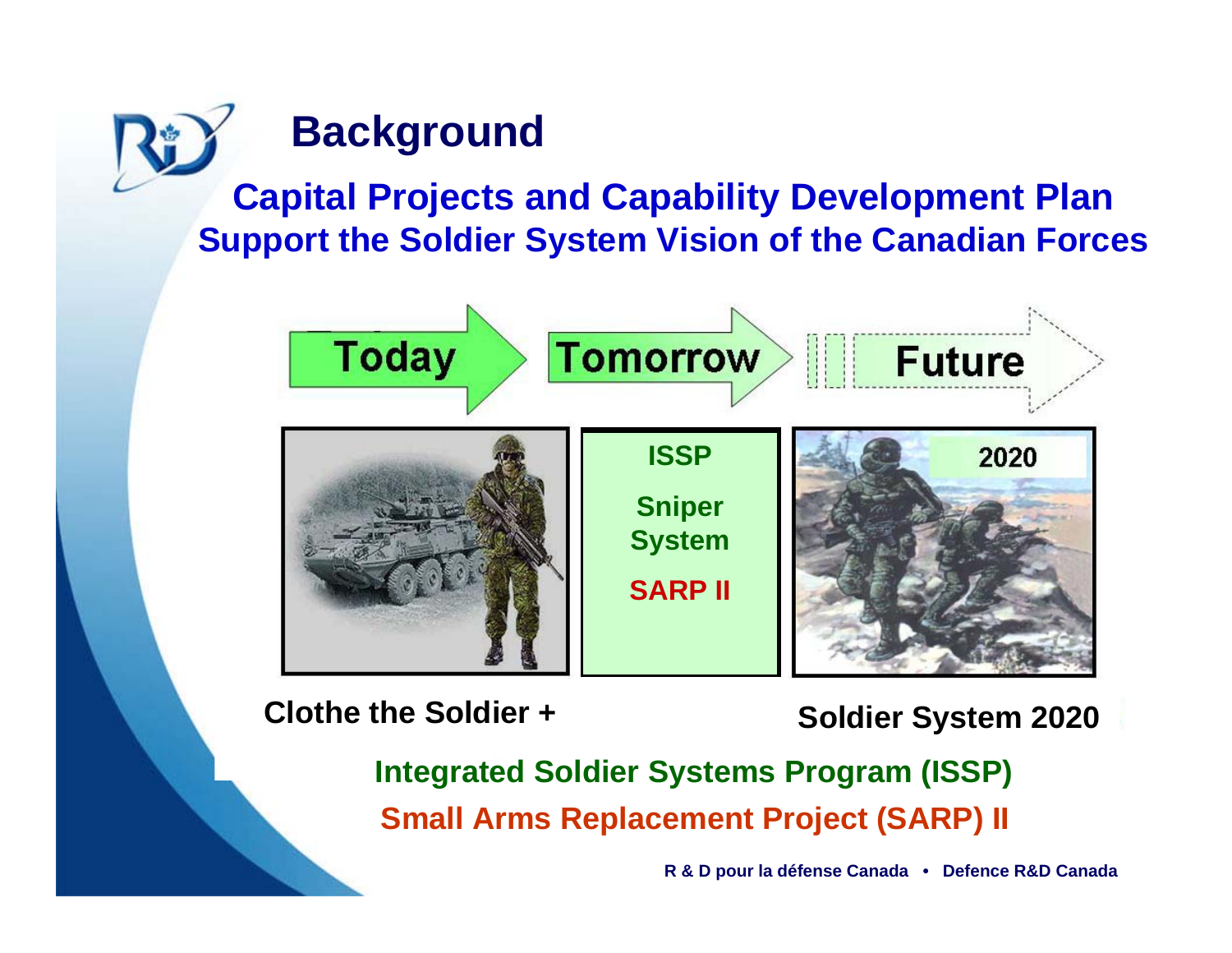# Background

## Capital Projects and Capability Development Plan
## Support the Soldier System Vision of the Canadian Forces

Today → Tomorrow → Future

ISSP

Sniper System

SARP II

2020

Clothe the Soldier +

Soldier System 2020

**Integrated Soldier Systems Program (ISSP)**

**Small Arms Replacement Project (SARP) II**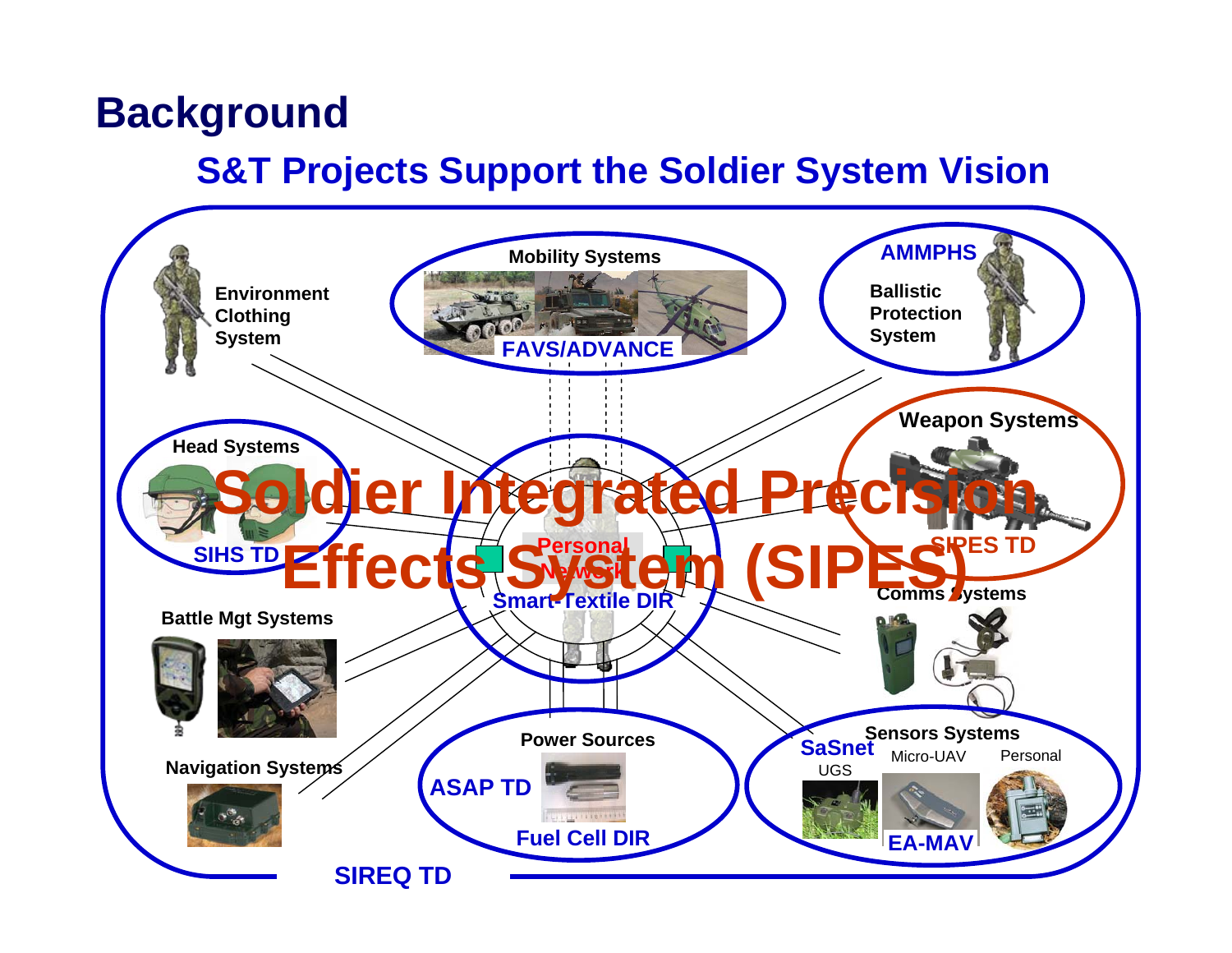# Background

## S&T Projects Support the Soldier System Vision

Environment Clothing System

Mobility Systems

FAVS/ADVANCE

AMMPHS

Ballistic Protection System

Head Systems

SIHS TD

Soldier Integrated Precision Effects System (SIPES)

Personal Network

Smart-Textile DIR

Weapon Systems

SIPES TD

Comms Systems

Battle Mgt Systems

Navigation Systems

Power Sources

ASAP TD

Fuel Cell DIR

Sensors Systems

SaSnet

UGS

Micro-UAV

Personal

EA-MAV

SIREQ TD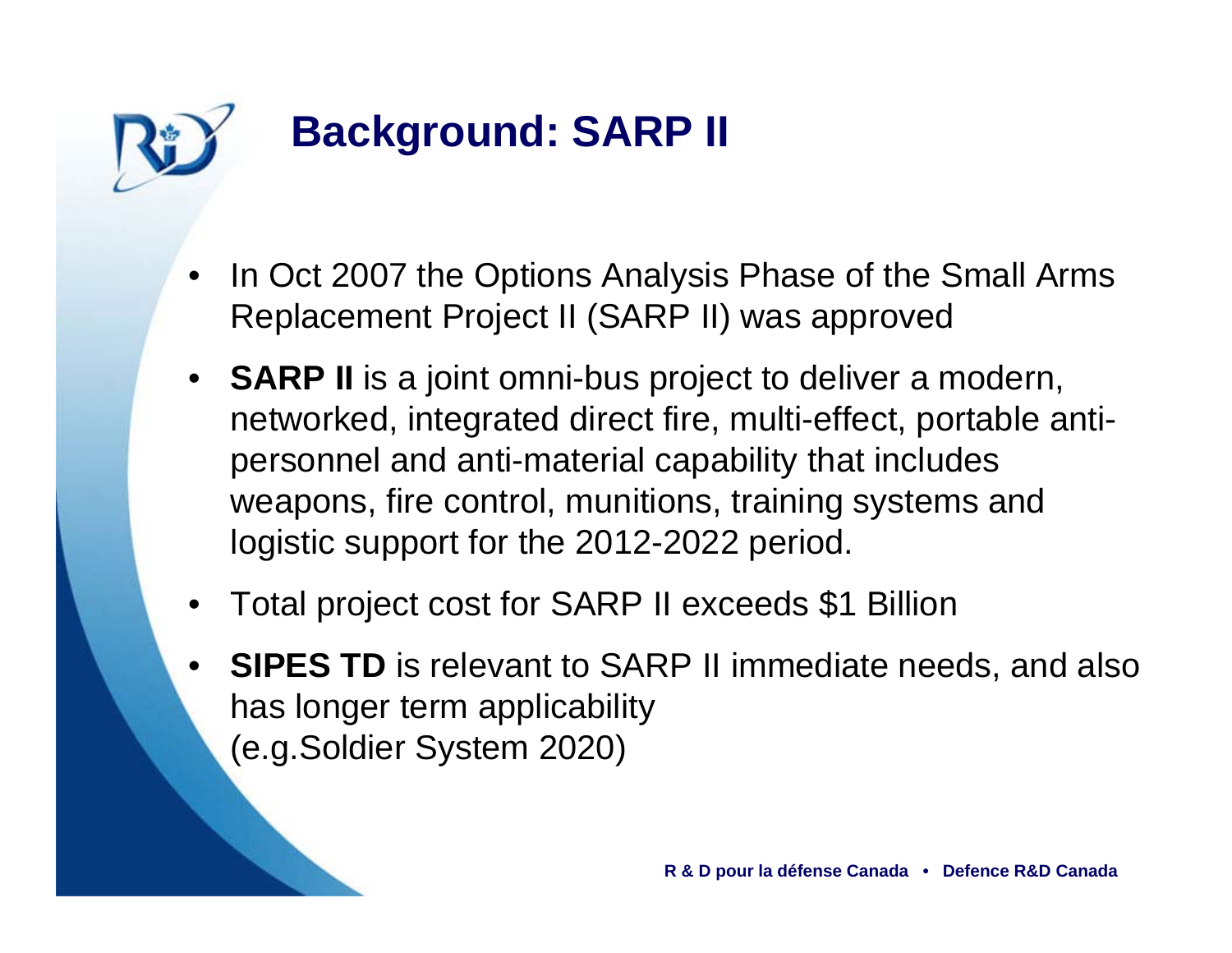# Background: SARP II

- In Oct 2007 the Options Analysis Phase of the Small Arms Replacement Project II (SARP II) was approved
- **SARP II** is a joint omni-bus project to deliver a modern, networked, integrated direct fire, multi-effect, portable anti-personnel and anti-material capability that includes weapons, fire control, munitions, training systems and logistic support for the 2012-2022 period.
- Total project cost for SARP II exceeds $1 Billion
- **SIPES TD** is relevant to SARP II immediate needs, and also has longer term applicability (e.g.Soldier System 2020)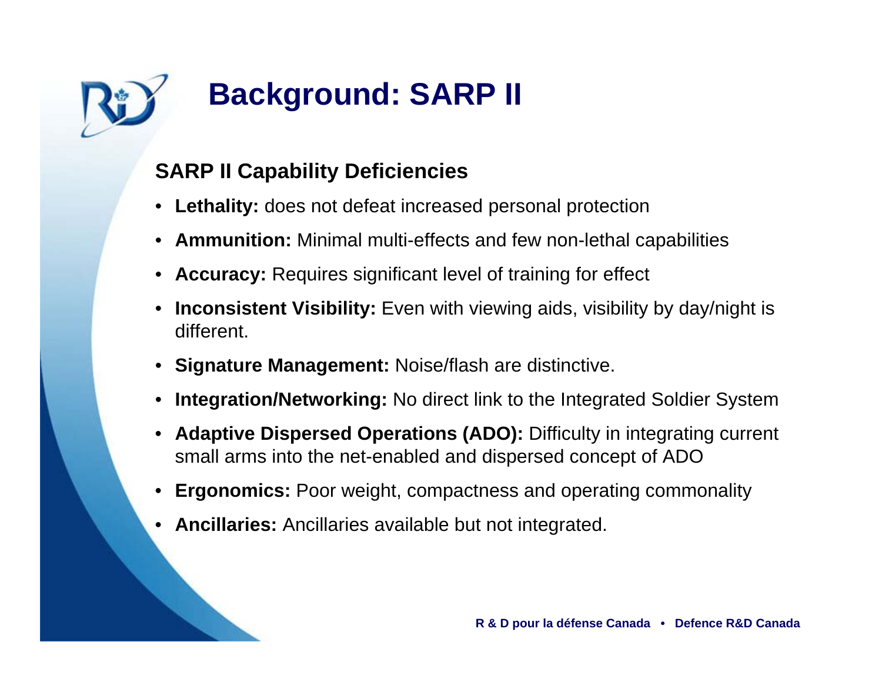# Background: SARP II

## SARP II Capability Deficiencies

- **Lethality:** does not defeat increased personal protection
- **Ammunition:** Minimal multi-effects and few non-lethal capabilities
- **Accuracy:** Requires significant level of training for effect
- **Inconsistent Visibility:** Even with viewing aids, visibility by day/night is different.
- **Signature Management:** Noise/flash are distinctive.
- **Integration/Networking:** No direct link to the Integrated Soldier System
- **Adaptive Dispersed Operations (ADO):** Difficulty in integrating current small arms into the net-enabled and dispersed concept of ADO
- **Ergonomics:** Poor weight, compactness and operating commonality
- **Ancillaries:** Ancillaries available but not integrated.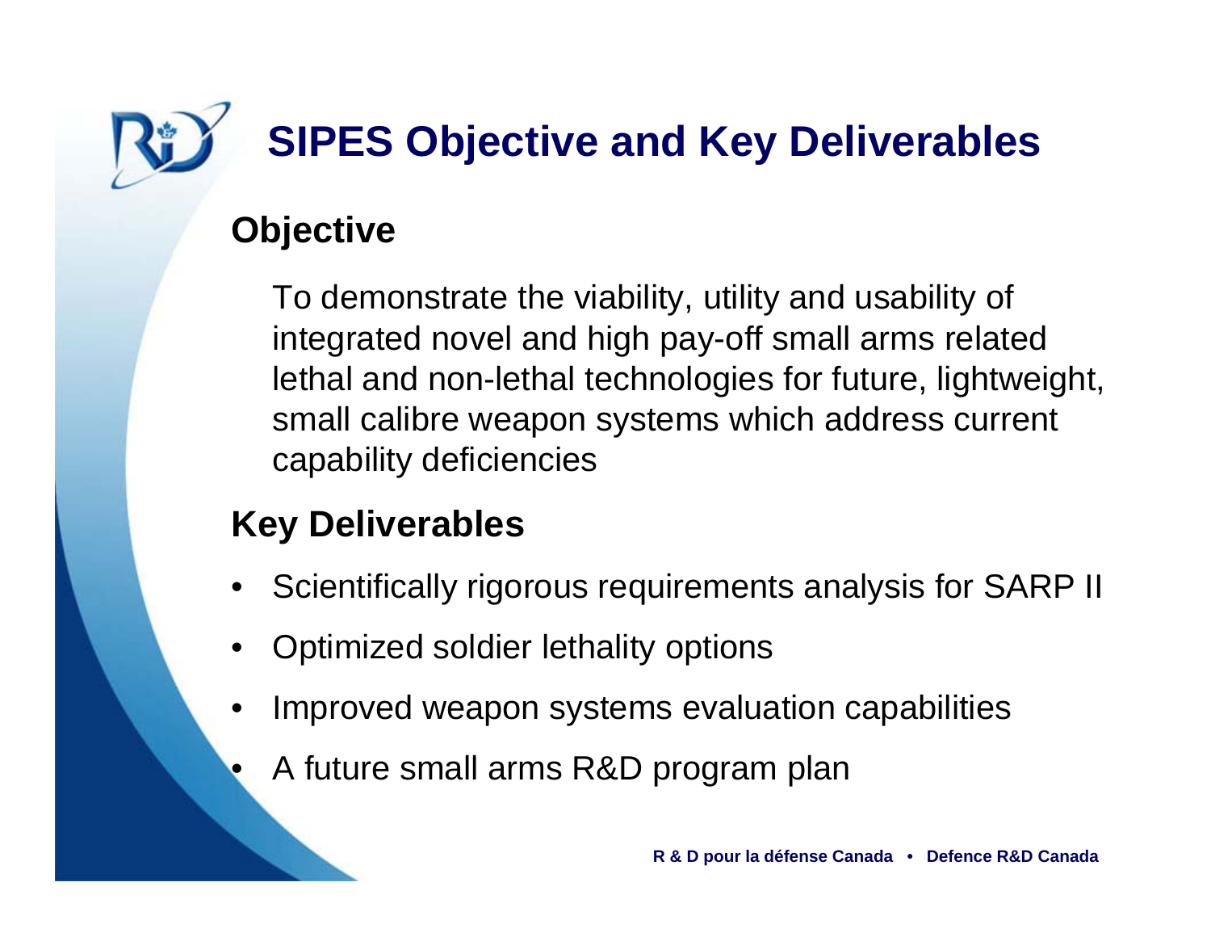# SIPES Objective and Key Deliverables

## Objective

To demonstrate the viability, utility and usability of integrated novel and high pay-off small arms related lethal and non-lethal technologies for future, lightweight, small calibre weapon systems which address current capability deficiencies

## Key Deliverables

- Scientifically rigorous requirements analysis for SARP II
- Optimized soldier lethality options
- Improved weapon systems evaluation capabilities
- A future small arms R&D program plan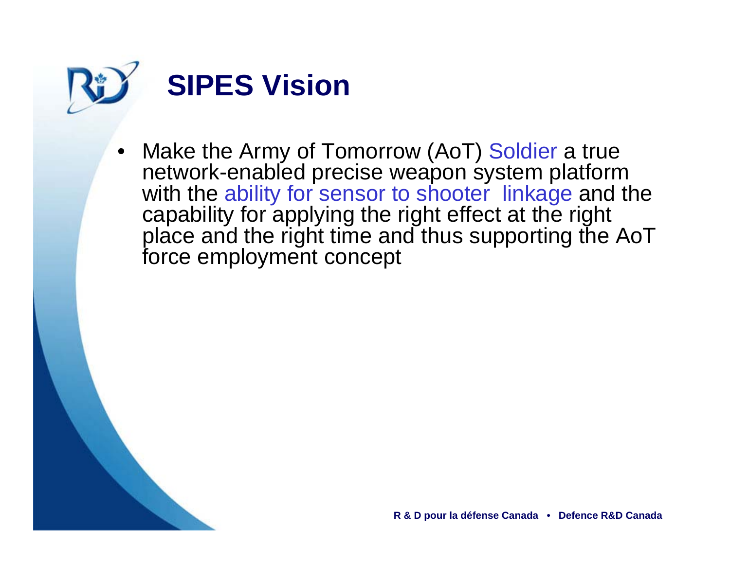# SIPES Vision

- Make the Army of Tomorrow (AoT) Soldier a true network-enabled precise weapon system platform with the ability for sensor to shooter linkage and the capability for applying the right effect at the right place and the right time and thus supporting the AoT force employment concept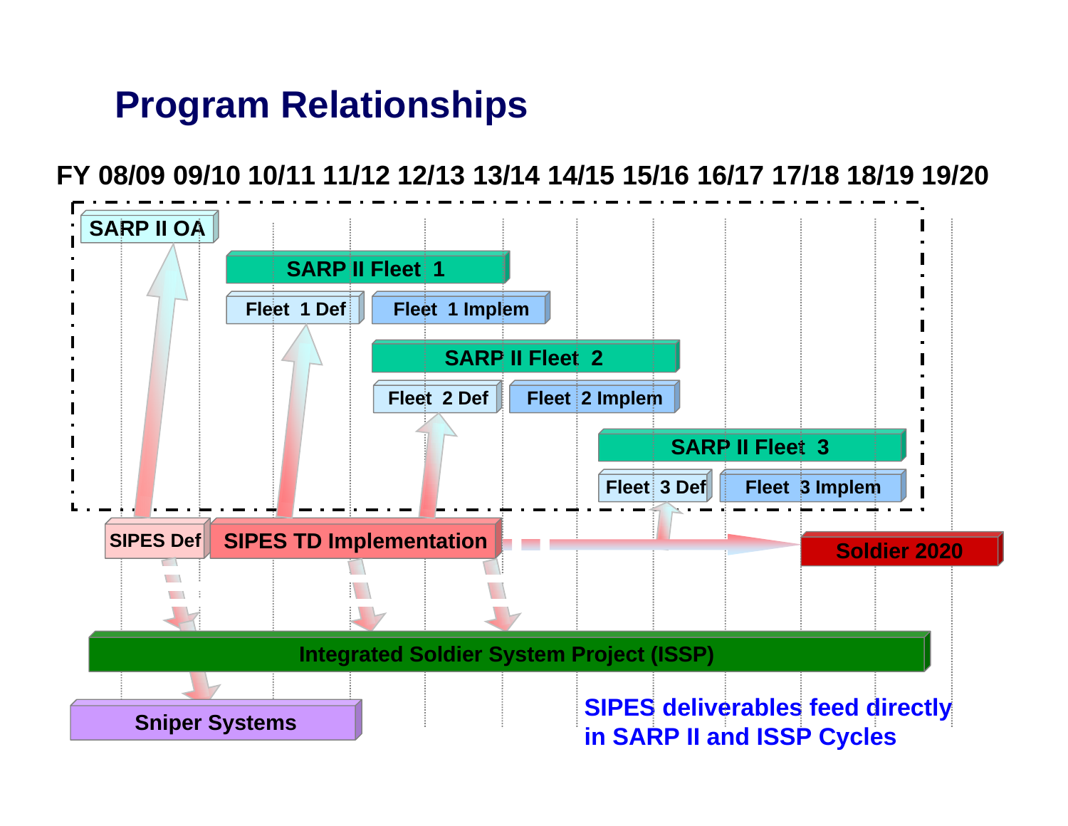# Program Relationships

FY 08/09 09/10 10/11 11/12 12/13 13/14 14/15 15/16 16/17 17/18 18/19 19/20

SARP II OA

SARP II Fleet 1

Fleet 1 Def

Fleet 1 Implem

SARP II Fleet 2

Fleet 2 Def

Fleet 2 Implem

SARP II Fleet 3

Fleet 3 Def

Fleet 3 Implem

SIPES Def

SIPES TD Implementation

Soldier 2020

Integrated Soldier System Project (ISSP)

Sniper Systems

SIPES deliverables feed directly in SARP II and ISSP Cycles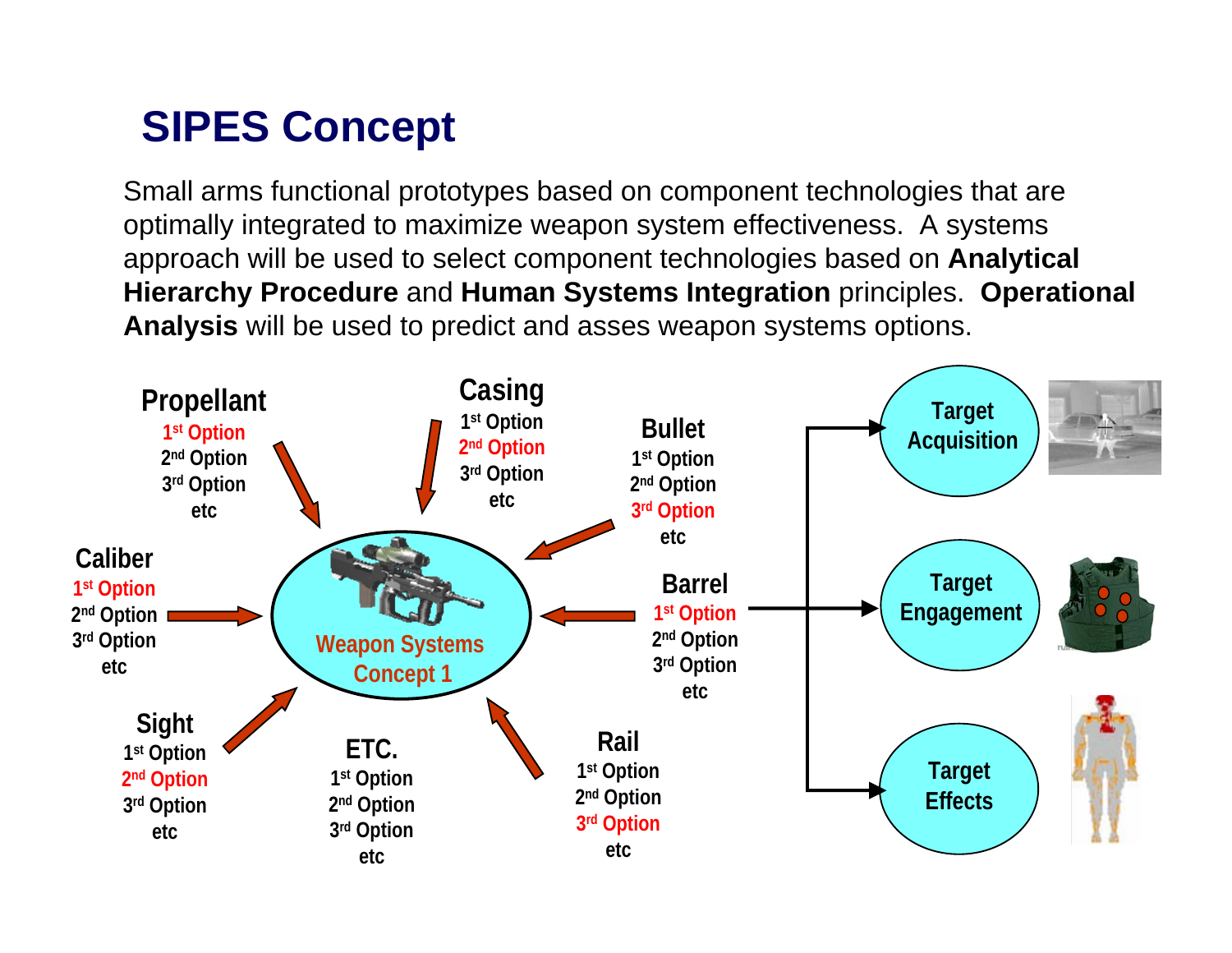# SIPES Concept

Small arms functional prototypes based on component technologies that are optimally integrated to maximize weapon system effectiveness. A systems approach will be used to select component technologies based on **Analytical Hierarchy Procedure** and **Human Systems Integration** principles. **Operational Analysis** will be used to predict and asses weapon systems options.

**Propellant**
1st Option
2nd Option
3rd Option
etc

**Casing**
1st Option
2nd Option
3rd Option
etc

**Bullet**
1st Option
2nd Option
3rd Option
etc

**Caliber**
1st Option
2nd Option
3rd Option
etc

**Barrel**
1st Option
2nd Option
3rd Option
etc

**Sight**
1st Option
2nd Option
3rd Option
etc

**ETC.**
1st Option
2nd Option
3rd Option
etc

**Rail**
1st Option
2nd Option
3rd Option
etc

Weapon Systems Concept 1

- Target Acquisition
- Target Engagement
- Target Effects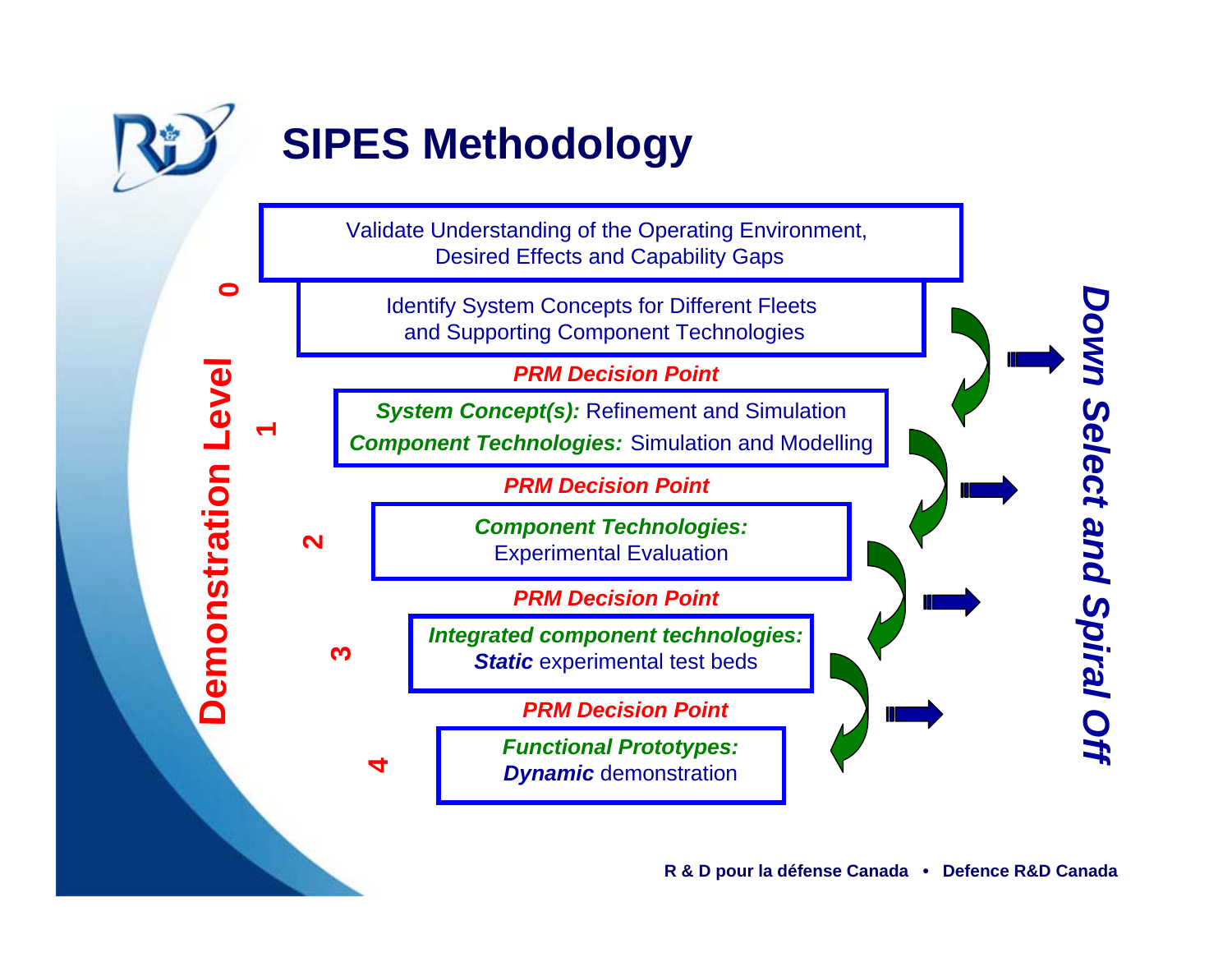# SIPES Methodology

**Demonstration Level**

**0**

Validate Understanding of the Operating Environment, Desired Effects and Capability Gaps

Identify System Concepts for Different Fleets and Supporting Component Technologies

***PRM Decision Point***

**1**

***System Concept(s):*** Refinement and Simulation

***Component Technologies:*** Simulation and Modelling

***PRM Decision Point***

**2**

***Component Technologies:*** Experimental Evaluation

***PRM Decision Point***

**3**

***Integrated component technologies:*** ***Static*** experimental test beds

***PRM Decision Point***

**4**

***Functional Prototypes:*** ***Dynamic*** demonstration

***Down Select and Spiral Off***

R & D pour la défense Canada • Defence R&D Canada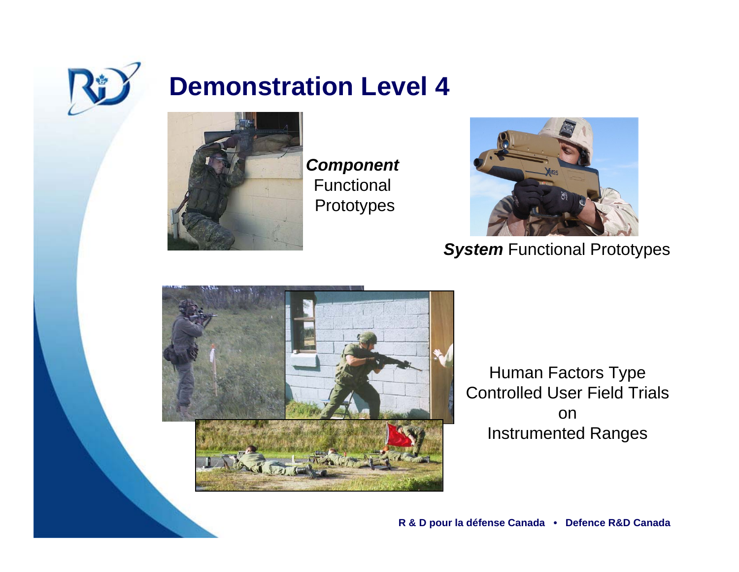# Demonstration Level 4

***Component*** Functional Prototypes

***System*** Functional Prototypes

Human Factors Type Controlled User Field Trials on Instrumented Ranges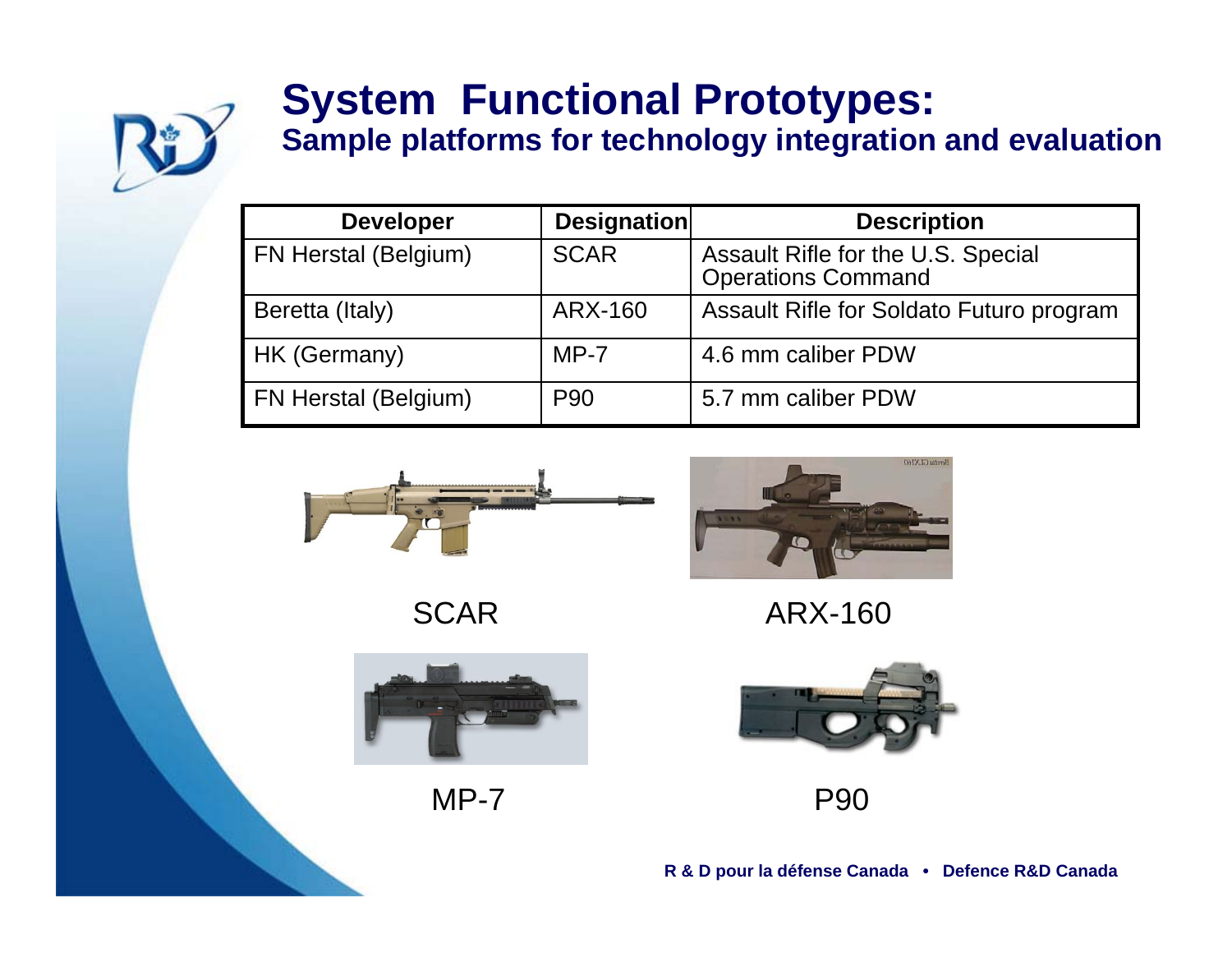# System Functional Prototypes:

## Sample platforms for technology integration and evaluation

| Developer | Designation | Description |
|---|---|---|
| FN Herstal (Belgium) | SCAR | Assault Rifle for the U.S. Special Operations Command |
| Beretta (Italy) | ARX-160 | Assault Rifle for Soldato Futuro program |
| HK (Germany) | MP-7 | 4.6 mm caliber PDW |
| FN Herstal (Belgium) | P90 | 5.7 mm caliber PDW |

SCAR

ARX-160

MP-7

P90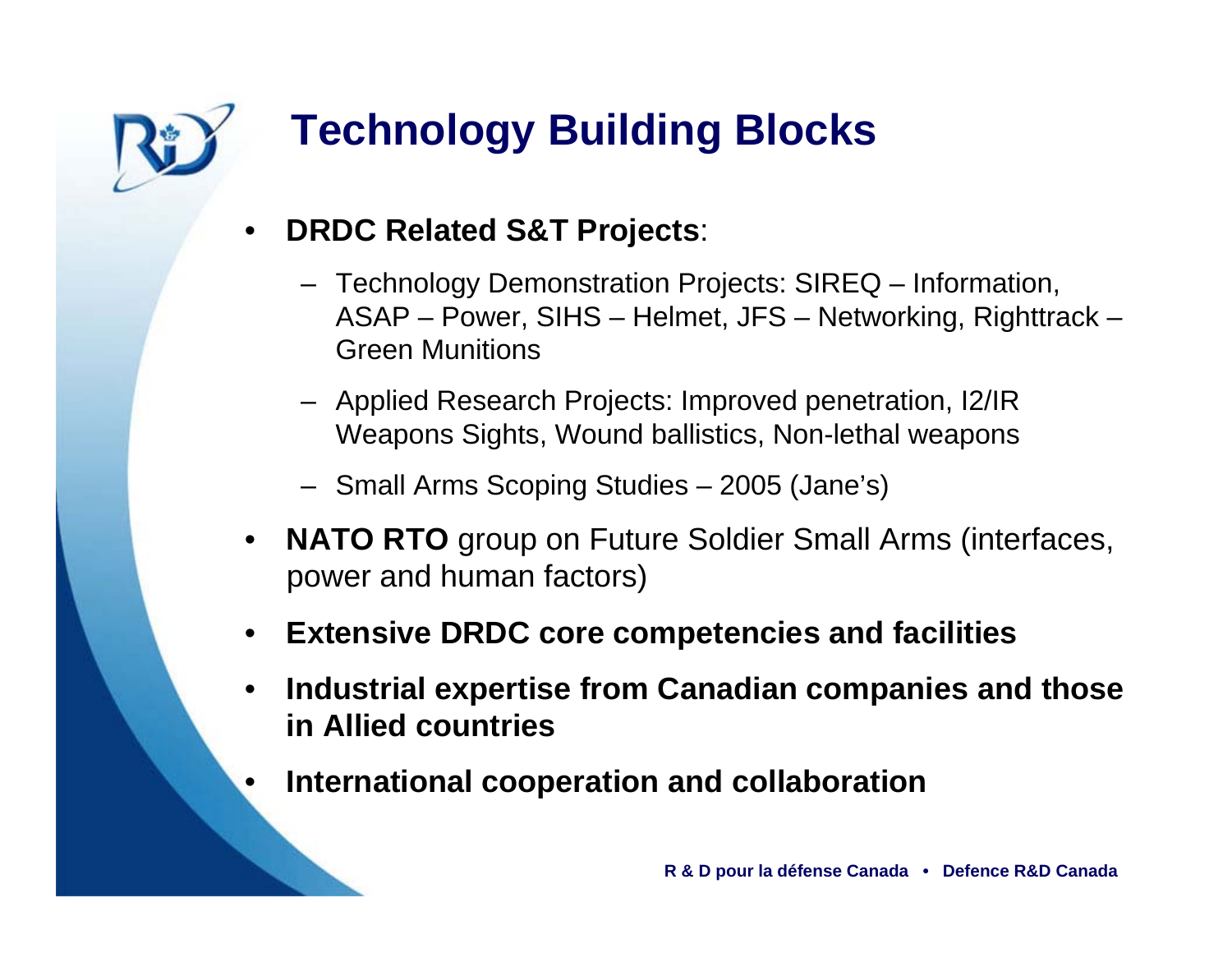# Technology Building Blocks

- **DRDC Related S&T Projects**:
  - Technology Demonstration Projects: SIREQ – Information, ASAP – Power, SIHS – Helmet, JFS – Networking, Righttrack – Green Munitions
  - Applied Research Projects: Improved penetration, I2/IR Weapons Sights, Wound ballistics, Non-lethal weapons
  - Small Arms Scoping Studies – 2005 (Jane's)
- **NATO RTO** group on Future Soldier Small Arms (interfaces, power and human factors)
- **Extensive DRDC core competencies and facilities**
- **Industrial expertise from Canadian companies and those in Allied countries**
- **International cooperation and collaboration**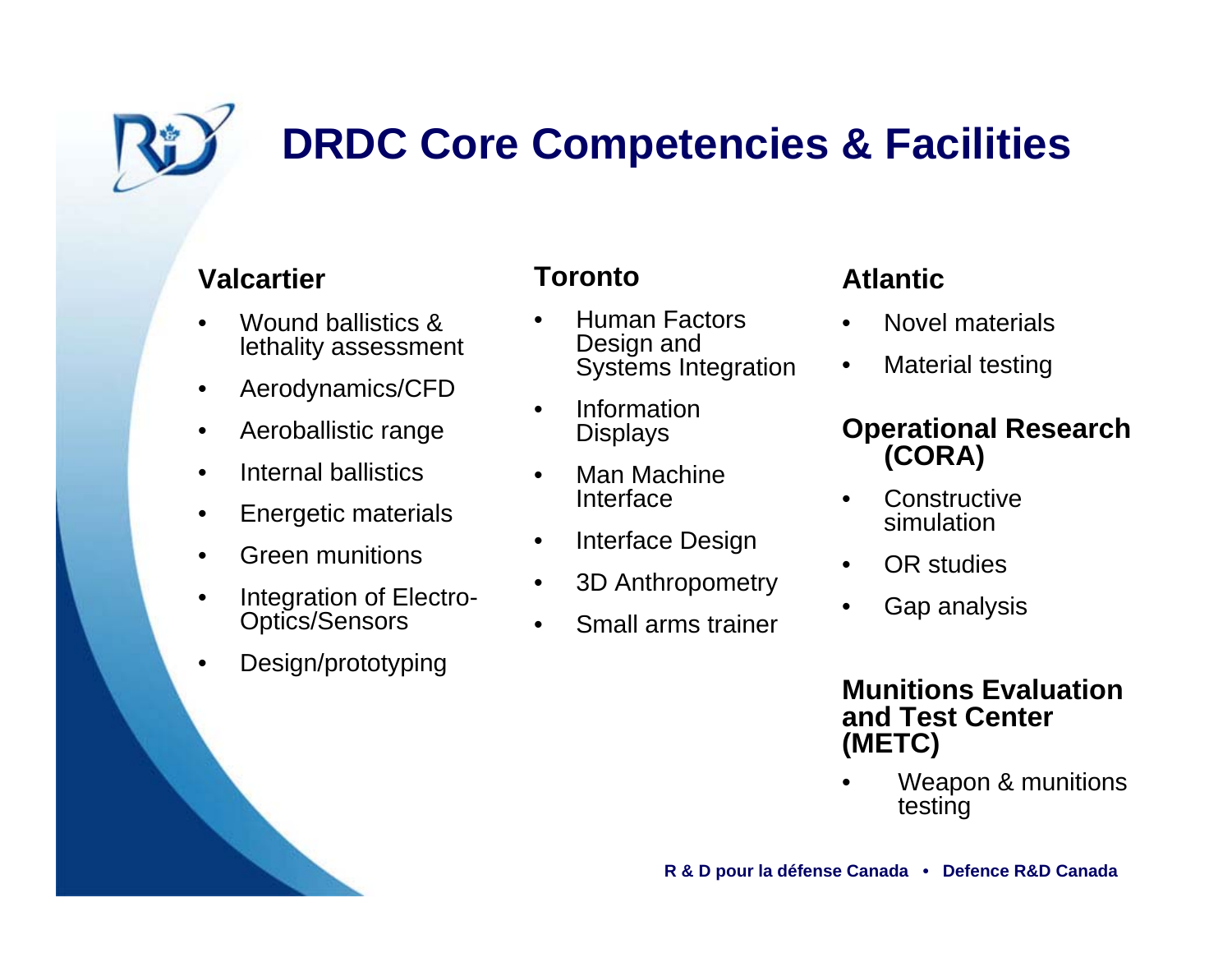# DRDC Core Competencies & Facilities

### Valcartier

- Wound ballistics & lethality assessment
- Aerodynamics/CFD
- Aeroballistic range
- Internal ballistics
- Energetic materials
- Green munitions
- Integration of Electro-Optics/Sensors
- Design/prototyping

### Toronto

- Human Factors Design and Systems Integration
- Information Displays
- Man Machine Interface
- Interface Design
- 3D Anthropometry
- Small arms trainer

### Atlantic

- Novel materials
- Material testing

### Operational Research (CORA)

- Constructive simulation
- OR studies
- Gap analysis

### Munitions Evaluation and Test Center (METC)

- Weapon & munitions testing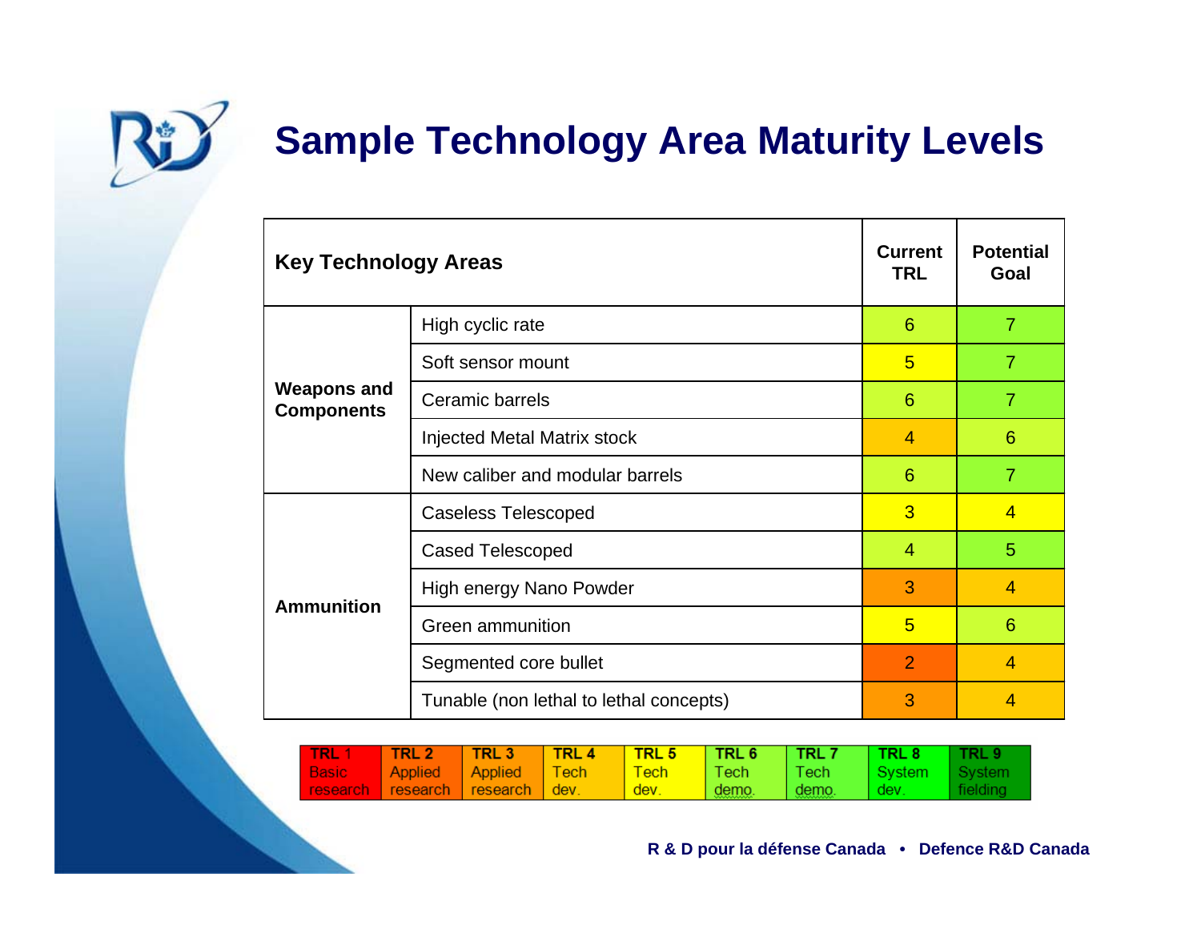# Sample Technology Area Maturity Levels

| Key Technology Areas | | Current TRL | Potential Goal |
|---|---|---|---|
| Weapons and Components | High cyclic rate | 6 | 7 |
| | Soft sensor mount | 5 | 7 |
| | Ceramic barrels | 6 | 7 |
| | Injected Metal Matrix stock | 4 | 6 |
| | New caliber and modular barrels | 6 | 7 |
| Ammunition | Caseless Telescoped | 3 | 4 |
| | Cased Telescoped | 4 | 5 |
| | High energy Nano Powder | 3 | 4 |
| | Green ammunition | 5 | 6 |
| | Segmented core bullet | 2 | 4 |
| | Tunable (non lethal to lethal concepts) | 3 | 4 |

| TRL 1 | TRL 2 | TRL 3 | TRL 4 | TRL 5 | TRL 6 | TRL 7 | TRL 8 | TRL 9 |
|---|---|---|---|---|---|---|---|---|
| Basic research | Applied research | Applied research | Tech dev. | Tech dev. | Tech demo. | Tech demo. | System dev. | System fielding |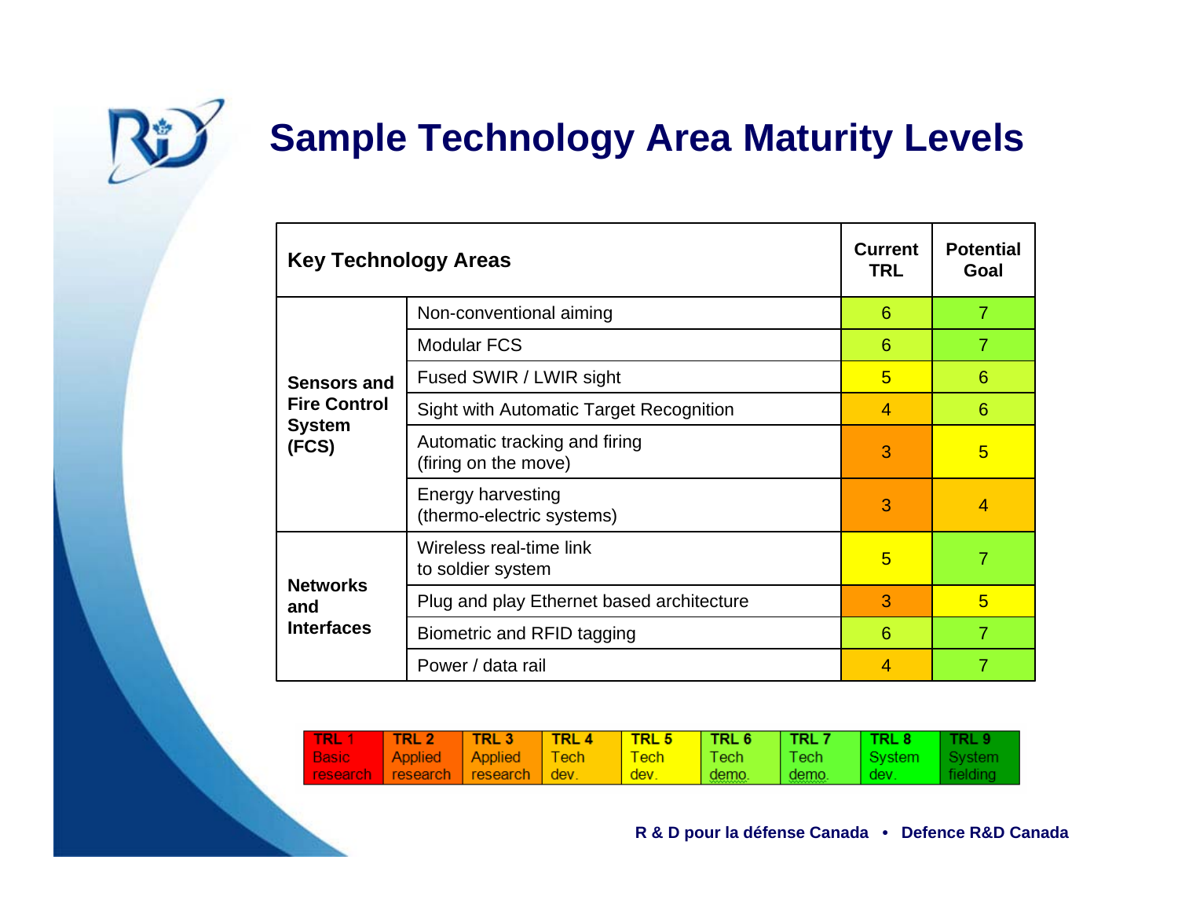# Sample Technology Area Maturity Levels

| Key Technology Areas | | Current TRL | Potential Goal |
| --- | --- | --- | --- |
| Sensors and Fire Control System (FCS) | Non-conventional aiming | 6 | 7 |
| | Modular FCS | 6 | 7 |
| | Fused SWIR / LWIR sight | 5 | 6 |
| | Sight with Automatic Target Recognition | 4 | 6 |
| | Automatic tracking and firing (firing on the move) | 3 | 5 |
| | Energy harvesting (thermo-electric systems) | 3 | 4 |
| Networks and Interfaces | Wireless real-time link to soldier system | 5 | 7 |
| | Plug and play Ethernet based architecture | 3 | 5 |
| | Biometric and RFID tagging | 6 | 7 |
| | Power / data rail | 4 | 7 |

| TRL 1 | TRL 2 | TRL 3 | TRL 4 | TRL 5 | TRL 6 | TRL 7 | TRL 8 | TRL 9 |
| --- | --- | --- | --- | --- | --- | --- | --- | --- |
| Basic research | Applied research | Applied research | Tech dev. | Tech dev. | Tech demo. | Tech demo. | System dev. | System fielding |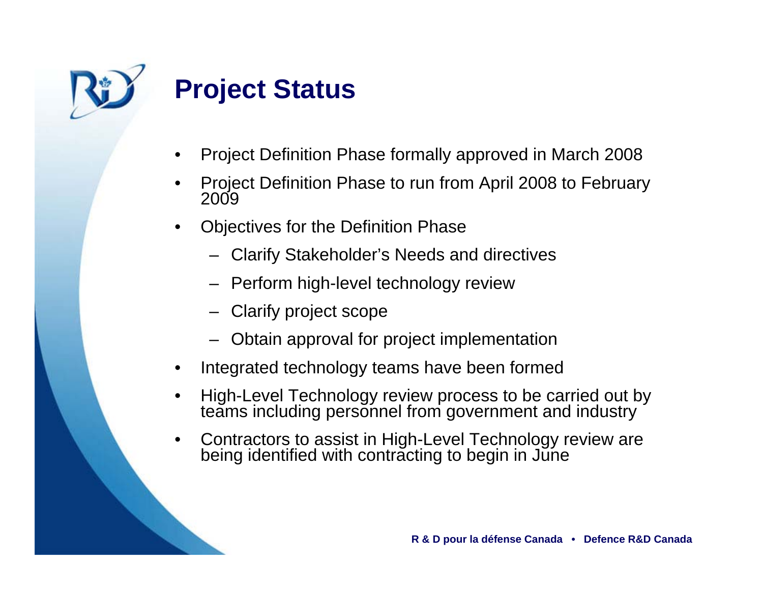# Project Status

- Project Definition Phase formally approved in March 2008
- Project Definition Phase to run from April 2008 to February 2009
- Objectives for the Definition Phase
  - Clarify Stakeholder's Needs and directives
  - Perform high-level technology review
  - Clarify project scope
  - Obtain approval for project implementation
- Integrated technology teams have been formed
- High-Level Technology review process to be carried out by teams including personnel from government and industry
- Contractors to assist in High-Level Technology review are being identified with contracting to begin in June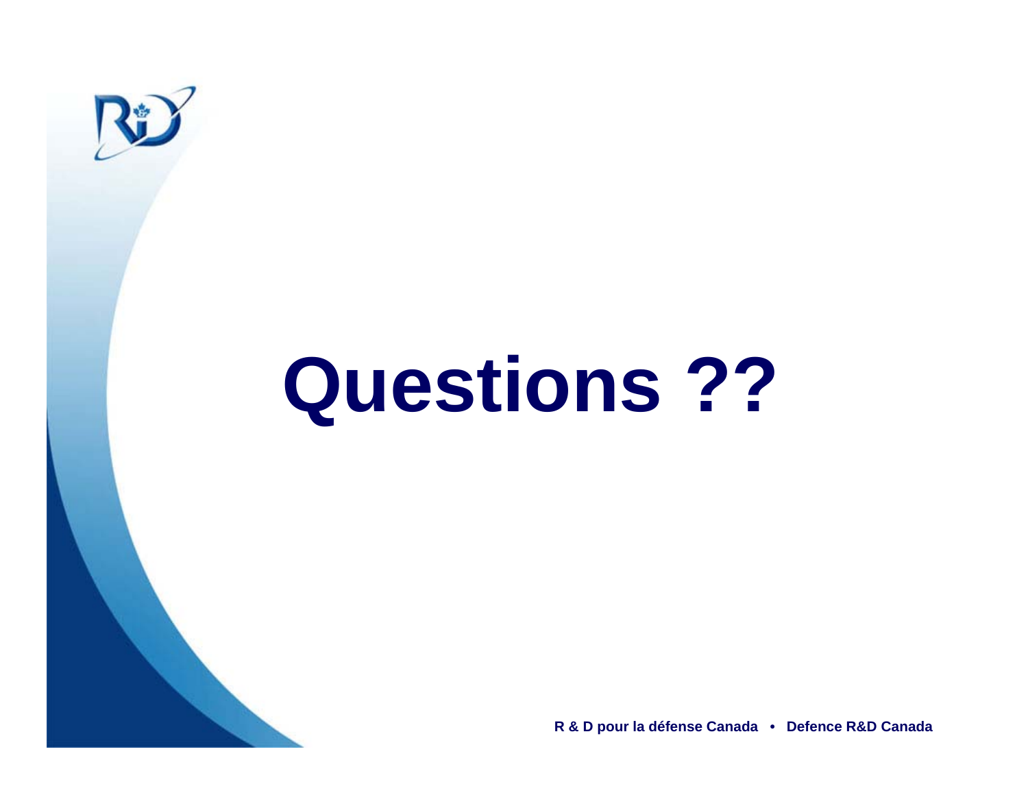# Questions ??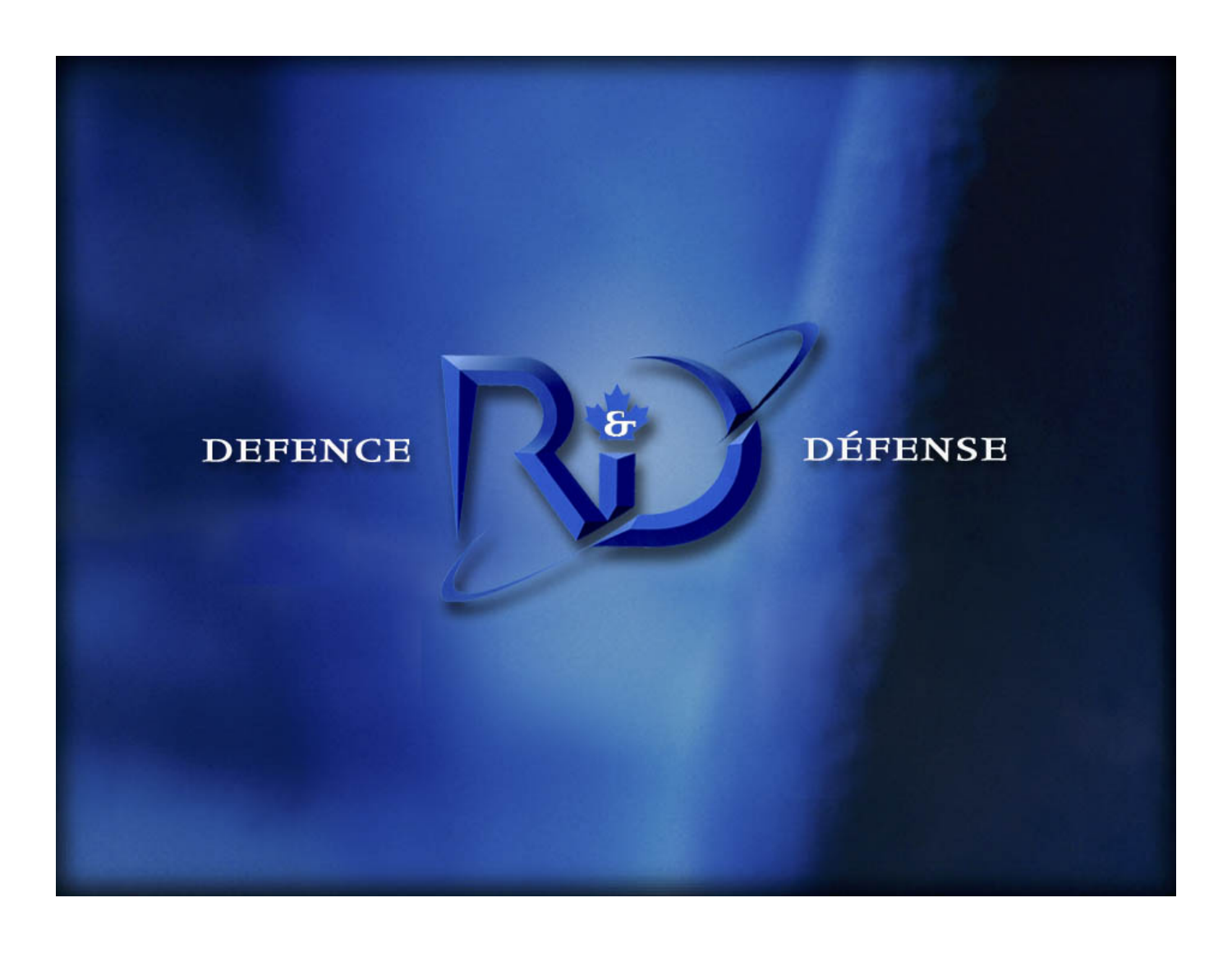DEFENCE R&D DÉFENSE